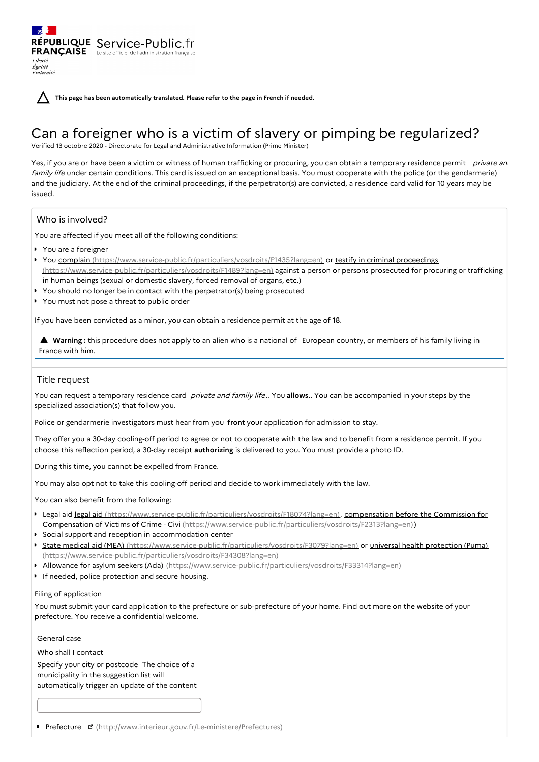RÉPUBLIQUE FRANÇAISE Service-Public.fr
Le site officiel de l'administration française
Liberté
Égalité
Fraternité

**This page has been automatically translated. Please refer to the page in French if needed.**

# Can a foreigner who is a victim of slavery or pimping be regularized?

Verified 13 octobre 2020 - Directorate for Legal and Administrative Information (Prime Minister)

Yes, if you are or have been a victim or witness of human trafficking or procuring, you can obtain a temporary residence permit *private an family life* under certain conditions. This card is issued on an exceptional basis. You must cooperate with the police (or the gendarmerie) and the judiciary. At the end of the criminal proceedings, if the perpetrator(s) are convicted, a residence card valid for 10 years may be issued.

## Who is involved?

You are affected if you meet all of the following conditions:

- You are a foreigner
- You complain (https://www.service-public.fr/particuliers/vosdroits/F1435?lang=en) or testify in criminal proceedings (https://www.service-public.fr/particuliers/vosdroits/F1489?lang=en) against a person or persons prosecuted for procuring or trafficking in human beings (sexual or domestic slavery, forced removal of organs, etc.)
- You should no longer be in contact with the perpetrator(s) being prosecuted
- You must not pose a threat to public order

If you have been convicted as a minor, you can obtain a residence permit at the age of 18.

> **Warning :** this procedure does not apply to an alien who is a national of European country, or members of his family living in France with him.

## Title request

You can request a temporary residence card *private and family life*.. You **allows**.. You can be accompanied in your steps by the specialized association(s) that follow you.

Police or gendarmerie investigators must hear from you **front** your application for admission to stay.

They offer you a 30-day cooling-off period to agree or not to cooperate with the law and to benefit from a residence permit. If you choose this reflection period, a 30-day receipt **authorizing** is delivered to you. You must provide a photo ID.

During this time, you cannot be expelled from France.

You may also opt not to take this cooling-off period and decide to work immediately with the law.

You can also benefit from the following:

- Legal aid legal aid (https://www.service-public.fr/particuliers/vosdroits/F18074?lang=en), compensation before the Commission for Compensation of Victims of Crime - Civi (https://www.service-public.fr/particuliers/vosdroits/F2313?lang=en))
- Social support and reception in accommodation center
- State medical aid (MEA) (https://www.service-public.fr/particuliers/vosdroits/F3079?lang=en) or universal health protection (Puma) (https://www.service-public.fr/particuliers/vosdroits/F34308?lang=en)
- Allowance for asylum seekers (Ada) (https://www.service-public.fr/particuliers/vosdroits/F33314?lang=en)
- If needed, police protection and secure housing.

### Filing of application

You must submit your card application to the prefecture or sub-prefecture of your home. Find out more on the website of your prefecture. You receive a confidential welcome.

General case

Who shall I contact

Specify your city or postcode The choice of a municipality in the suggestion list will automatically trigger an update of the content

- Prefecture (http://www.interieur.gouv.fr/Le-ministere/Prefectures)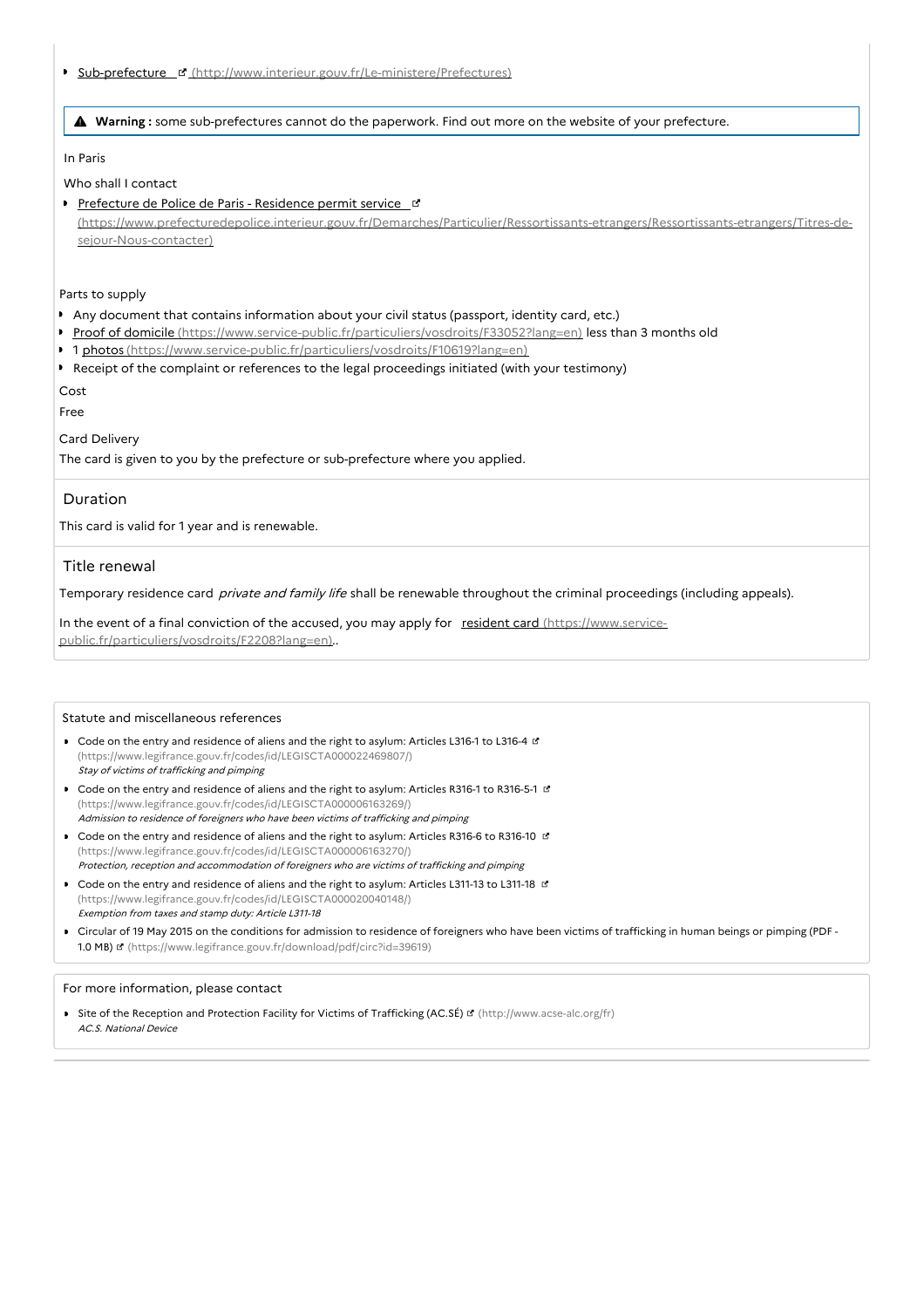- Sub-prefecture (http://www.interieur.gouv.fr/Le-ministere/Prefectures)

> **Warning :** some sub-prefectures cannot do the paperwork. Find out more on the website of your prefecture.

In Paris

Who shall I contact

- Prefecture de Police de Paris - Residence permit service (https://www.prefecturedepolice.interieur.gouv.fr/Demarches/Particulier/Ressortissants-etrangers/Ressortissants-etrangers/Titres-de-sejour-Nous-contacter)

Parts to supply

- Any document that contains information about your civil status (passport, identity card, etc.)
- Proof of domicile (https://www.service-public.fr/particuliers/vosdroits/F33052?lang=en) less than 3 months old
- 1 photos (https://www.service-public.fr/particuliers/vosdroits/F10619?lang=en)
- Receipt of the complaint or references to the legal proceedings initiated (with your testimony)

Cost

Free

Card Delivery

The card is given to you by the prefecture or sub-prefecture where you applied.

## Duration

This card is valid for 1 year and is renewable.

## Title renewal

Temporary residence card *private and family life* shall be renewable throughout the criminal proceedings (including appeals).

In the event of a final conviction of the accused, you may apply for resident card (https://www.service-public.fr/particuliers/vosdroits/F2208?lang=en)..

Statute and miscellaneous references

- Code on the entry and residence of aliens and the right to asylum: Articles L316-1 to L316-4 (https://www.legifrance.gouv.fr/codes/id/LEGISCTA000022469807/)
  *Stay of victims of trafficking and pimping*
- Code on the entry and residence of aliens and the right to asylum: Articles R316-1 to R316-5-1 (https://www.legifrance.gouv.fr/codes/id/LEGISCTA000006163269/)
  *Admission to residence of foreigners who have been victims of trafficking and pimping*
- Code on the entry and residence of aliens and the right to asylum: Articles R316-6 to R316-10 (https://www.legifrance.gouv.fr/codes/id/LEGISCTA000006163270/)
  *Protection, reception and accommodation of foreigners who are victims of trafficking and pimping*
- Code on the entry and residence of aliens and the right to asylum: Articles L311-13 to L311-18 (https://www.legifrance.gouv.fr/codes/id/LEGISCTA000020040148/)
  *Exemption from taxes and stamp duty: Article L311-18*
- Circular of 19 May 2015 on the conditions for admission to residence of foreigners who have been victims of trafficking in human beings or pimping (PDF - 1.0 MB) (https://www.legifrance.gouv.fr/download/pdf/circ?id=39619)

For more information, please contact

- Site of the Reception and Protection Facility for Victims of Trafficking (AC.SÉ) (http://www.acse-alc.org/fr)
  *AC.S. National Device*